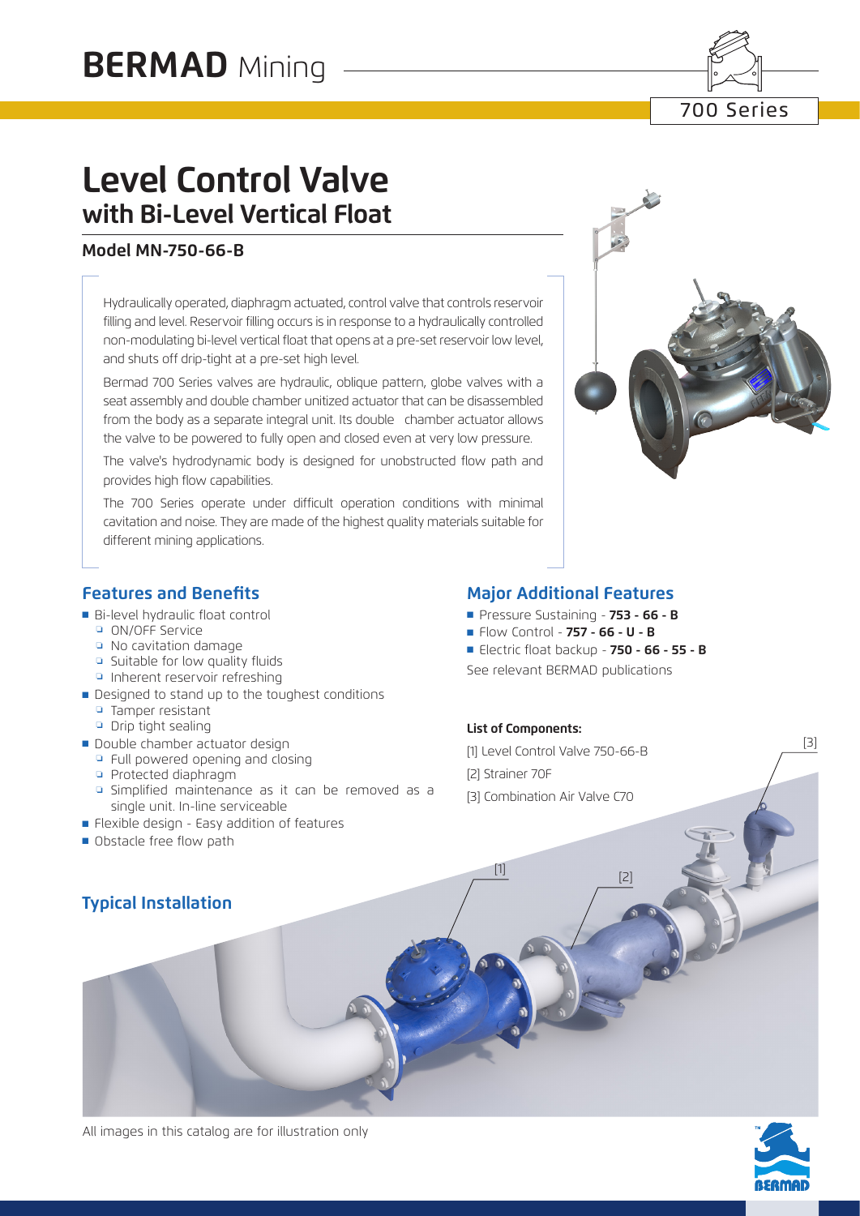# BERMAD Mining

700 Series

# Level Control Valve
## with Bi-Level Vertical Float

### Model MN-750-66-B

Hydraulically operated, diaphragm actuated, control valve that controls reservoir filling and level. Reservoir filling occurs is in response to a hydraulically controlled non-modulating bi-level vertical float that opens at a pre-set reservoir low level, and shuts off drip-tight at a pre-set high level.

Bermad 700 Series valves are hydraulic, oblique pattern, globe valves with a seat assembly and double chamber unitized actuator that can be disassembled from the body as a separate integral unit. Its double chamber actuator allows the valve to be powered to fully open and closed even at very low pressure.

The valve's hydrodynamic body is designed for unobstructed flow path and provides high flow capabilities.

The 700 Series operate under difficult operation conditions with minimal cavitation and noise. They are made of the highest quality materials suitable for different mining applications.

## Features and Benefits

- Bi-level hydraulic float control
  - ON/OFF Service
  - No cavitation damage
  - Suitable for low quality fluids
  - Inherent reservoir refreshing
- Designed to stand up to the toughest conditions
  - Tamper resistant
  - Drip tight sealing
- Double chamber actuator design
  - Full powered opening and closing
  - Protected diaphragm
  - Simplified maintenance as it can be removed as a single unit. In-line serviceable
- Flexible design - Easy addition of features
- Obstacle free flow path

## Major Additional Features

- Pressure Sustaining - **753 - 66 - B**
- Flow Control - **757 - 66 - U - B**
- Electric float backup - **750 - 66 - 55 - B**

See relevant BERMAD publications

**List of Components:**

[1] Level Control Valve 750-66-B

[2] Strainer 70F

[3] Combination Air Valve C70

## Typical Installation

[1] [2] [3]

All images in this catalog are for illustration only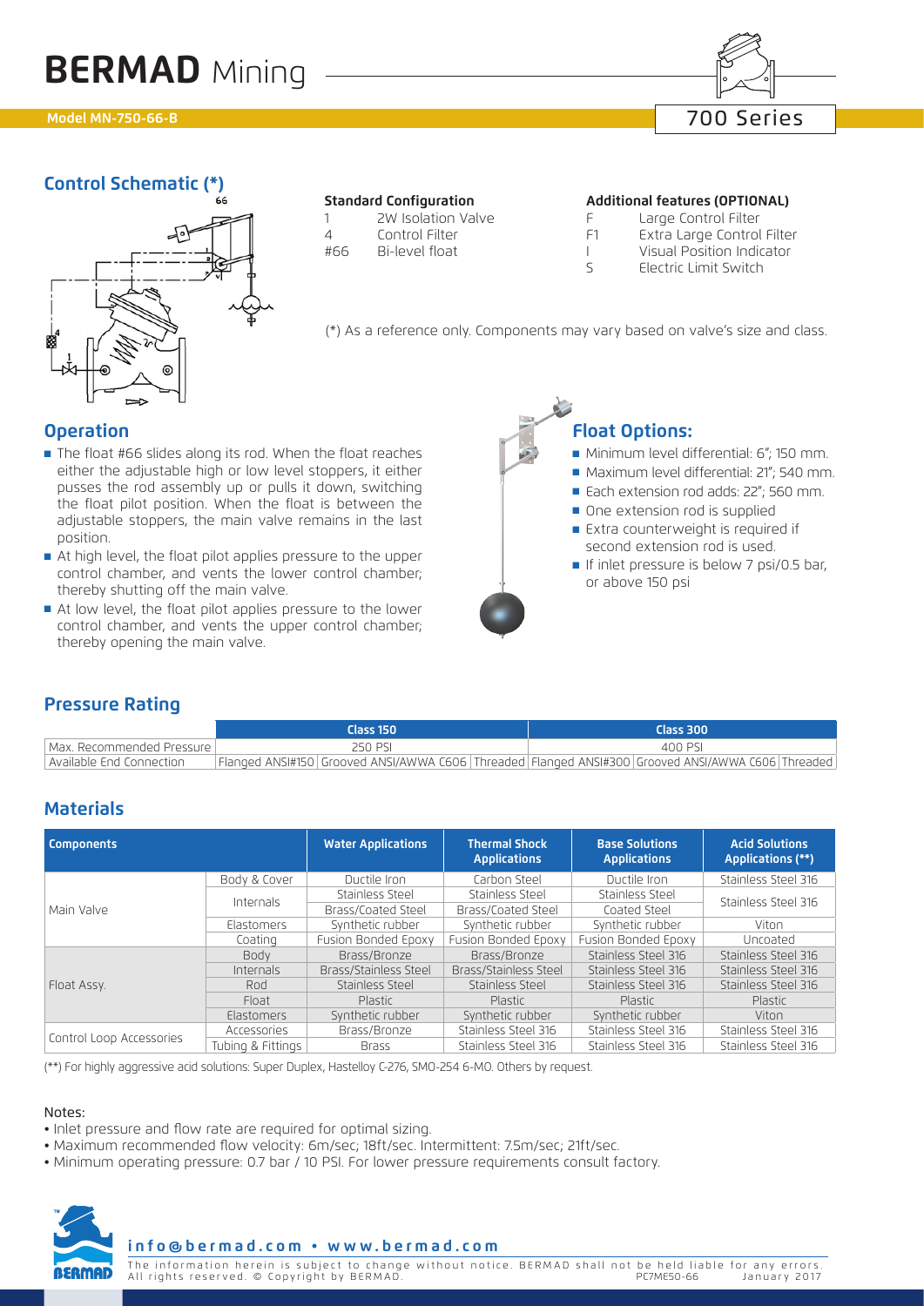# BERMAD Mining

**Model MN-750-66-B**

700 Series

## Control Schematic (*)

**Standard Configuration**

| | |
|---|---|
| 1 | 2W Isolation Valve |
| 4 | Control Filter |
| #66 | Bi-level float |

**Additional features (OPTIONAL)**

| | |
|---|---|
| F | Large Control Filter |
| F1 | Extra Large Control Filter |
| I | Visual Position Indicator |
| S | Electric Limit Switch |

(*) As a reference only. Components may vary based on valve's size and class.

## Operation

- The float #66 slides along its rod. When the float reaches either the adjustable high or low level stoppers, it either pusses the rod assembly up or pulls it down, switching the float pilot position. When the float is between the adjustable stoppers, the main valve remains in the last position.
- At high level, the float pilot applies pressure to the upper control chamber, and vents the lower control chamber; thereby shutting off the main valve.
- At low level, the float pilot applies pressure to the lower control chamber, and vents the upper control chamber; thereby opening the main valve.

## Float Options:

- Minimum level differential: 6"; 150 mm.
- Maximum level differential: 21"; 540 mm.
- Each extension rod adds: 22"; 560 mm.
- One extension rod is supplied
- Extra counterweight is required if second extension rod is used.
- If inlet pressure is below 7 psi/0.5 bar, or above 150 psi

## Pressure Rating

| | Class 150 | | | Class 300 | | |
|---|---|---|---|---|---|---|
| Max. Recommended Pressure | 250 PSI | | | 400 PSI | | |
| Available End Connection | Flanged ANSI#150 | Grooved ANSI/AWWA C606 | Threaded | Flanged ANSI#300 | Grooved ANSI/AWWA C606 | Threaded |

## Materials

| Components | | Water Applications | Thermal Shock Applications | Base Solutions Applications | Acid Solutions Applications (**) |
|---|---|---|---|---|---|
| Main Valve | Body & Cover | Ductile Iron | Carbon Steel | Ductile Iron | Stainless Steel 316 |
| | Internals | Stainless Steel | Stainless Steel | Stainless Steel | Stainless Steel 316 |
| | | Brass/Coated Steel | Brass/Coated Steel | Coated Steel | |
| | Elastomers | Synthetic rubber | Synthetic rubber | Synthetic rubber | Viton |
| | Coating | Fusion Bonded Epoxy | Fusion Bonded Epoxy | Fusion Bonded Epoxy | Uncoated |
| Float Assy. | Body | Brass/Bronze | Brass/Bronze | Stainless Steel 316 | Stainless Steel 316 |
| | Internals | Brass/Stainless Steel | Brass/Stainless Steel | Stainless Steel 316 | Stainless Steel 316 |
| | Rod | Stainless Steel | Stainless Steel | Stainless Steel 316 | Stainless Steel 316 |
| | Float | Plastic | Plastic | Plastic | Plastic |
| | Elastomers | Synthetic rubber | Synthetic rubber | Synthetic rubber | Viton |
| Control Loop Accessories | Accessories | Brass/Bronze | Stainless Steel 316 | Stainless Steel 316 | Stainless Steel 316 |
| | Tubing & Fittings | Brass | Stainless Steel 316 | Stainless Steel 316 | Stainless Steel 316 |

(**) For highly aggressive acid solutions: Super Duplex, Hastelloy C-276, SMO-254 6-MO. Others by request.

Notes:

- Inlet pressure and flow rate are required for optimal sizing.
- Maximum recommended flow velocity: 6m/sec; 18ft/sec. Intermittent: 7.5m/sec; 21ft/sec.
- Minimum operating pressure: 0.7 bar / 10 PSI. For lower pressure requirements consult factory.

info@bermad.com • www.bermad.com

The information herein is subject to change without notice. BERMAD shall not be held liable for any errors. All rights reserved. © Copyright by BERMAD. PC7ME50-66 January 2017